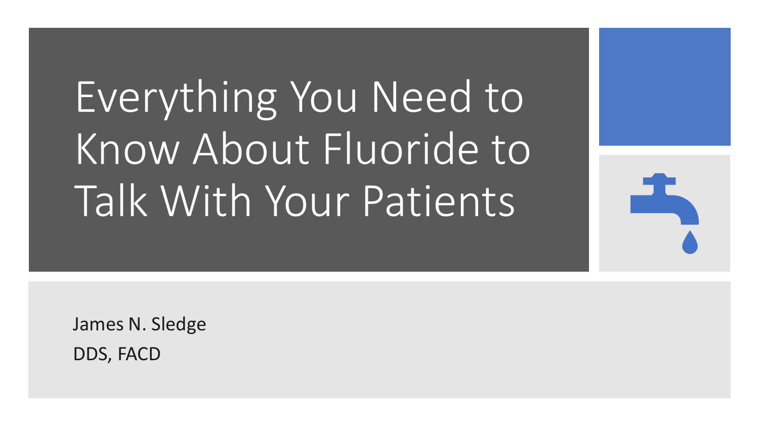# Everything You Need to Know About Fluoride to Talk With Your Patients

James N. Sledge

DDS, FACD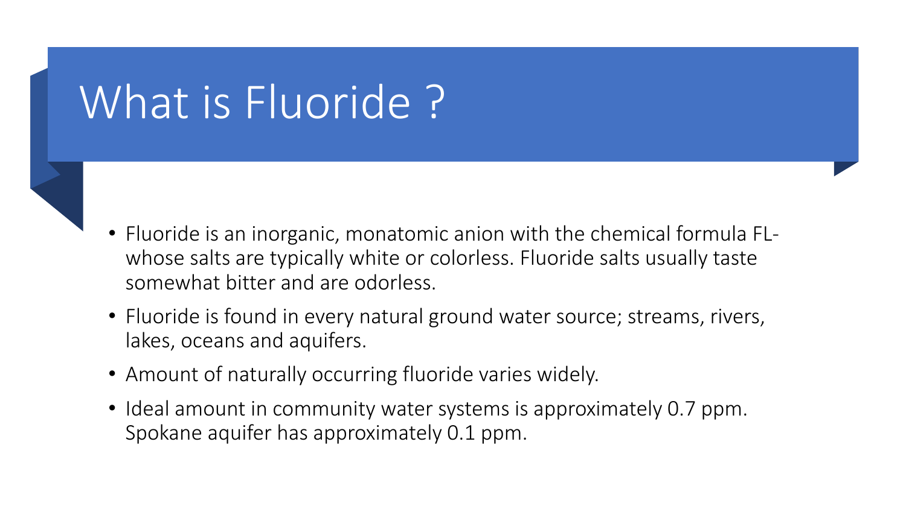# What is Fluoride ?

- Fluoride is an inorganic, monatomic anion with the chemical formula FL- whose salts are typically white or colorless. Fluoride salts usually taste somewhat bitter and are odorless.
- Fluoride is found in every natural ground water source; streams, rivers, lakes, oceans and aquifers.
- Amount of naturally occurring fluoride varies widely.
- Ideal amount in community water systems is approximately 0.7 ppm. Spokane aquifer has approximately 0.1 ppm.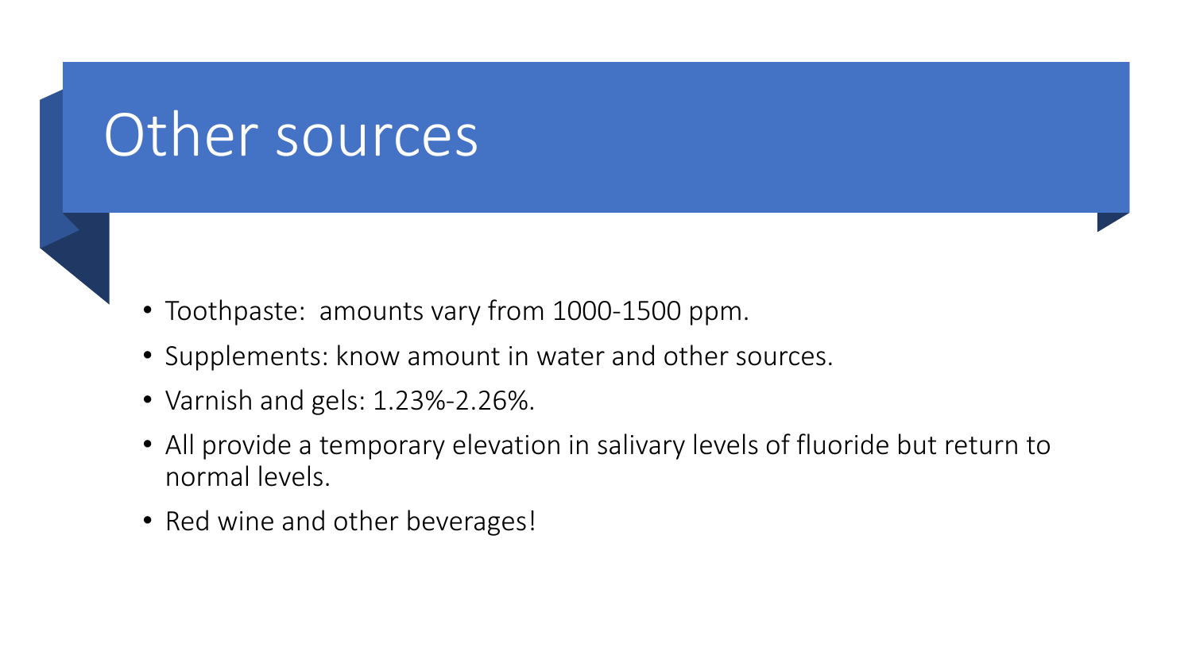# Other sources

- Toothpaste:  amounts vary from 1000-1500 ppm.
- Supplements: know amount in water and other sources.
- Varnish and gels: 1.23%-2.26%.
- All provide a temporary elevation in salivary levels of fluoride but return to normal levels.
- Red wine and other beverages!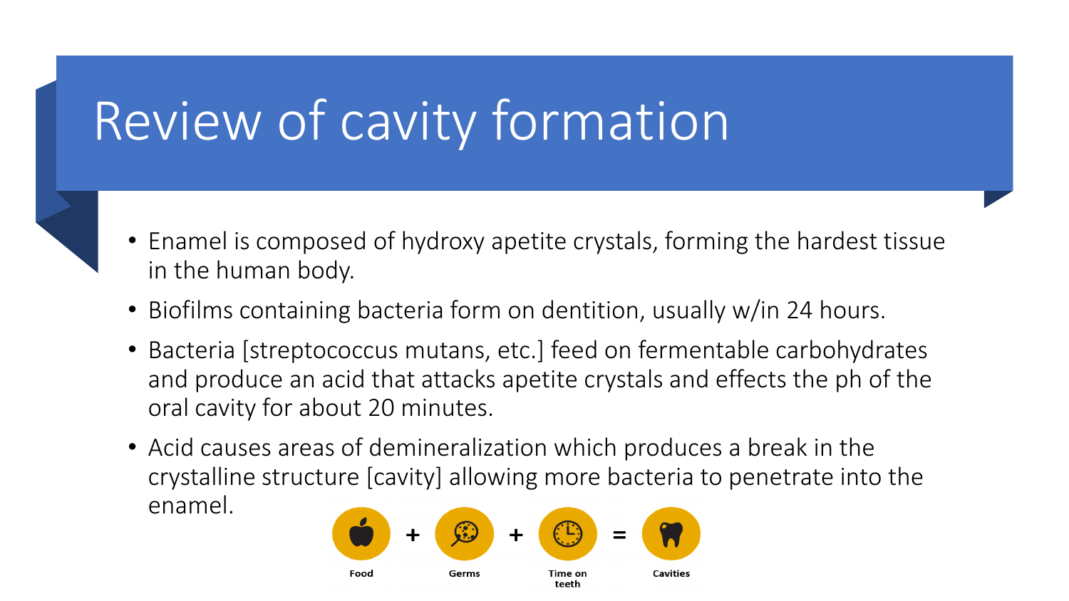# Review of cavity formation

- Enamel is composed of hydroxy apetite crystals, forming the hardest tissue in the human body.
- Biofilms containing bacteria form on dentition, usually w/in 24 hours.
- Bacteria [streptococcus mutans, etc.] feed on fermentable carbohydrates and produce an acid that attacks apetite crystals and effects the ph of the oral cavity for about 20 minutes.
- Acid causes areas of demineralization which produces a break in the crystalline structure [cavity] allowing more bacteria to penetrate into the enamel.

Food + Germs + Time on teeth = Cavities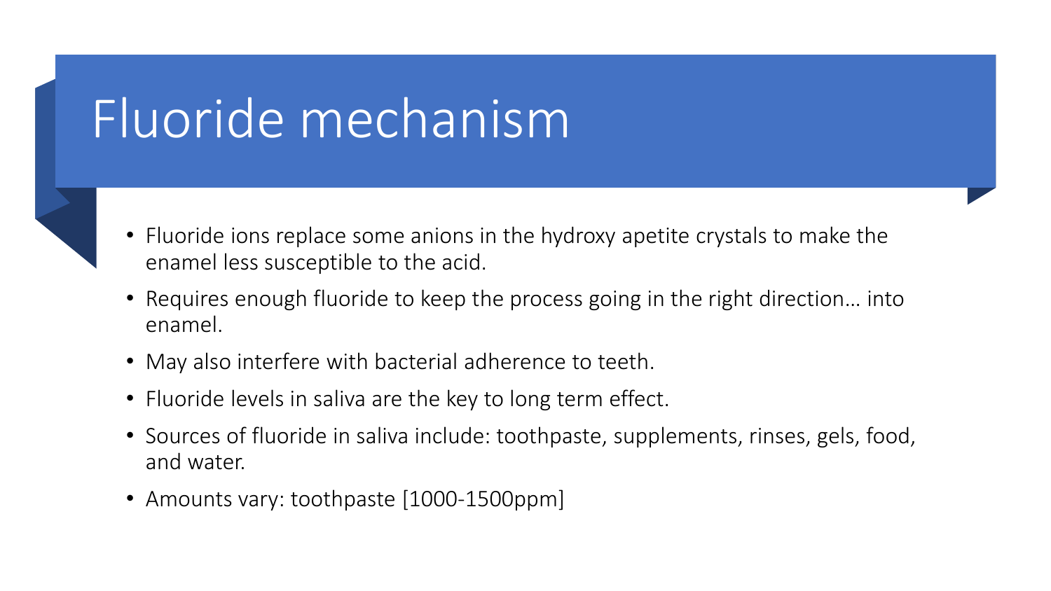# Fluoride mechanism

- Fluoride ions replace some anions in the hydroxy apetite crystals to make the enamel less susceptible to the acid.
- Requires enough fluoride to keep the process going in the right direction… into enamel.
- May also interfere with bacterial adherence to teeth.
- Fluoride levels in saliva are the key to long term effect.
- Sources of fluoride in saliva include: toothpaste, supplements, rinses, gels, food, and water.
- Amounts vary: toothpaste [1000-1500ppm]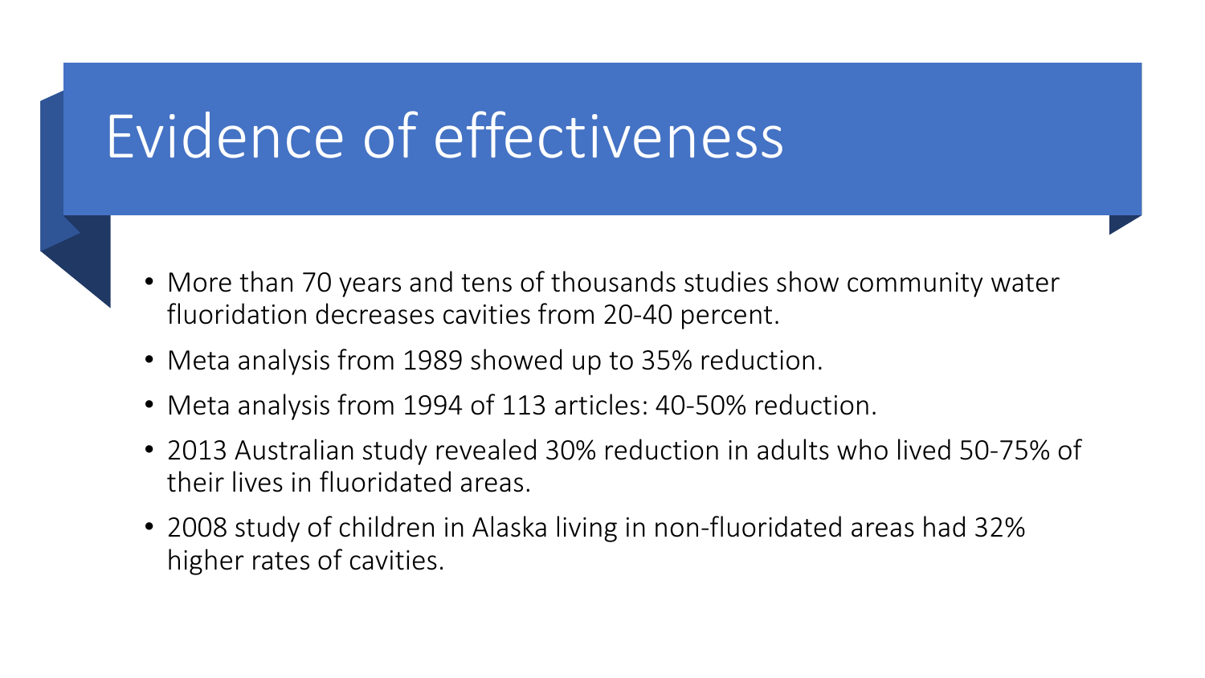# Evidence of effectiveness

- More than 70 years and tens of thousands studies show community water fluoridation decreases cavities from 20-40 percent.
- Meta analysis from 1989 showed up to 35% reduction.
- Meta analysis from 1994 of 113 articles: 40-50% reduction.
- 2013 Australian study revealed 30% reduction in adults who lived 50-75% of their lives in fluoridated areas.
- 2008 study of children in Alaska living in non-fluoridated areas had 32% higher rates of cavities.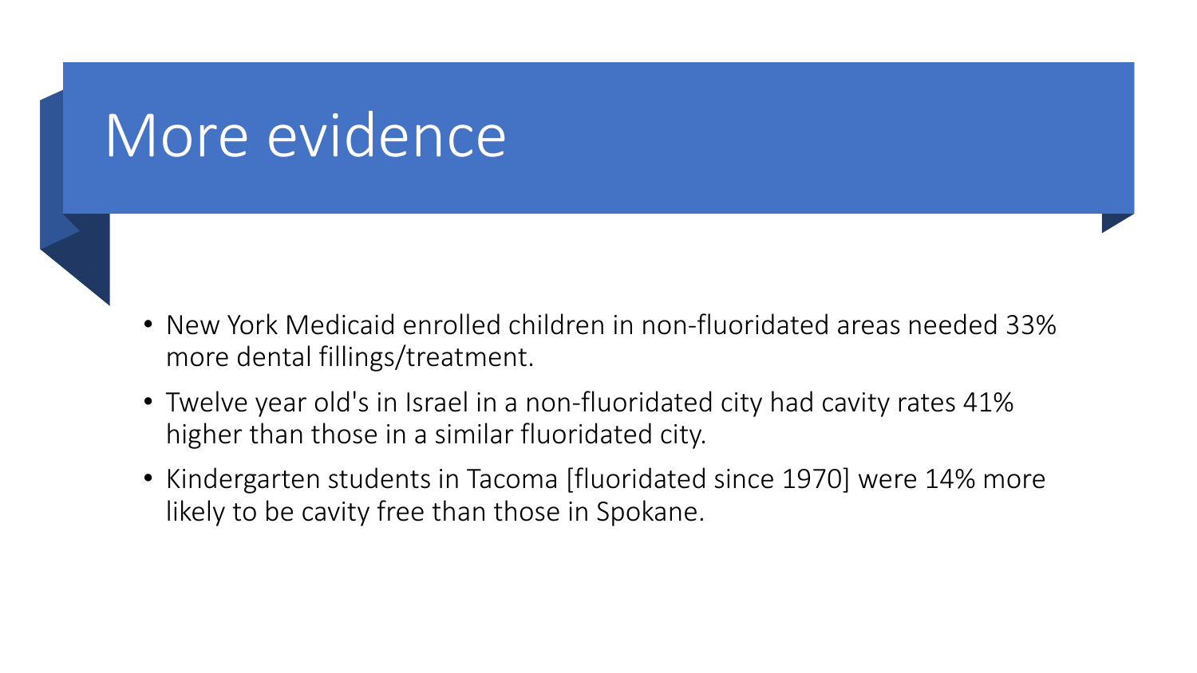# More evidence

- New York Medicaid enrolled children in non-fluoridated areas needed 33% more dental fillings/treatment.
- Twelve year old's in Israel in a non-fluoridated city had cavity rates 41% higher than those in a similar fluoridated city.
- Kindergarten students in Tacoma [fluoridated since 1970] were 14% more likely to be cavity free than those in Spokane.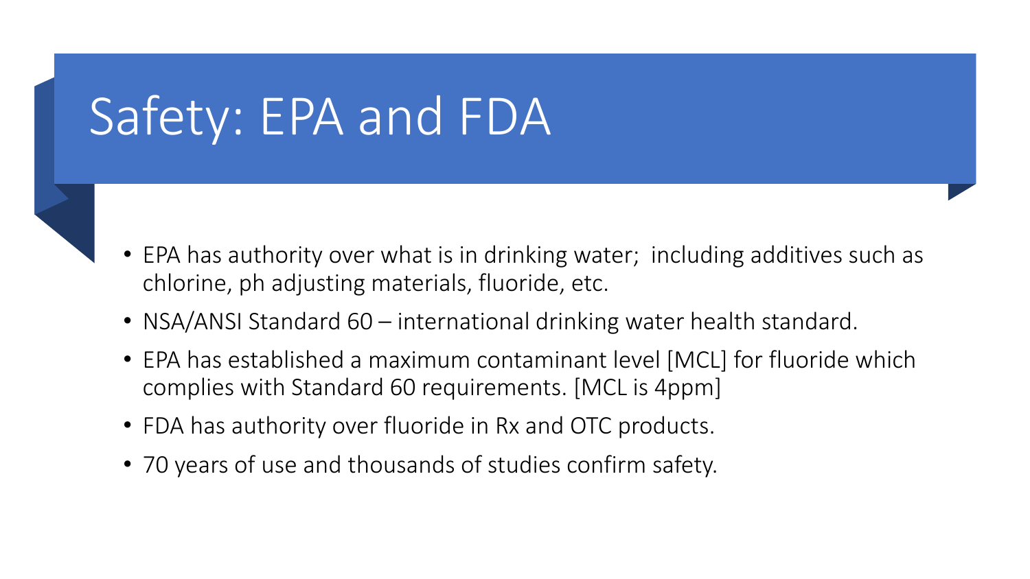# Safety: EPA and FDA

- EPA has authority over what is in drinking water; including additives such as chlorine, ph adjusting materials, fluoride, etc.
- NSA/ANSI Standard 60 – international drinking water health standard.
- EPA has established a maximum contaminant level [MCL] for fluoride which complies with Standard 60 requirements. [MCL is 4ppm]
- FDA has authority over fluoride in Rx and OTC products.
- 70 years of use and thousands of studies confirm safety.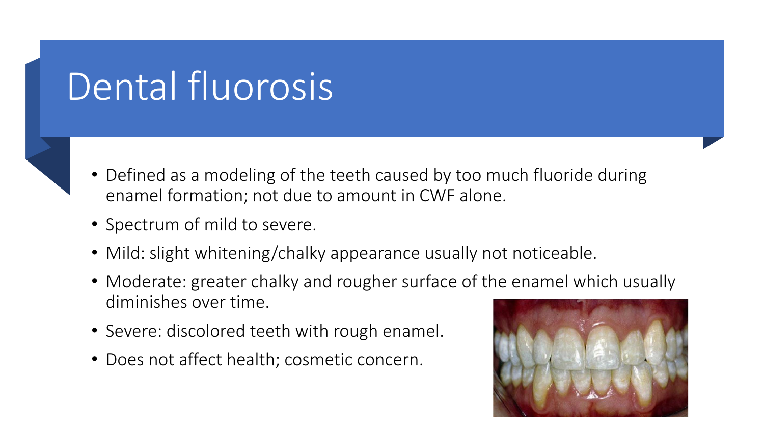# Dental fluorosis

- Defined as a modeling of the teeth caused by too much fluoride during enamel formation; not due to amount in CWF alone.
- Spectrum of mild to severe.
- Mild: slight whitening/chalky appearance usually not noticeable.
- Moderate: greater chalky and rougher surface of the enamel which usually diminishes over time.
- Severe: discolored teeth with rough enamel.
- Does not affect health; cosmetic concern.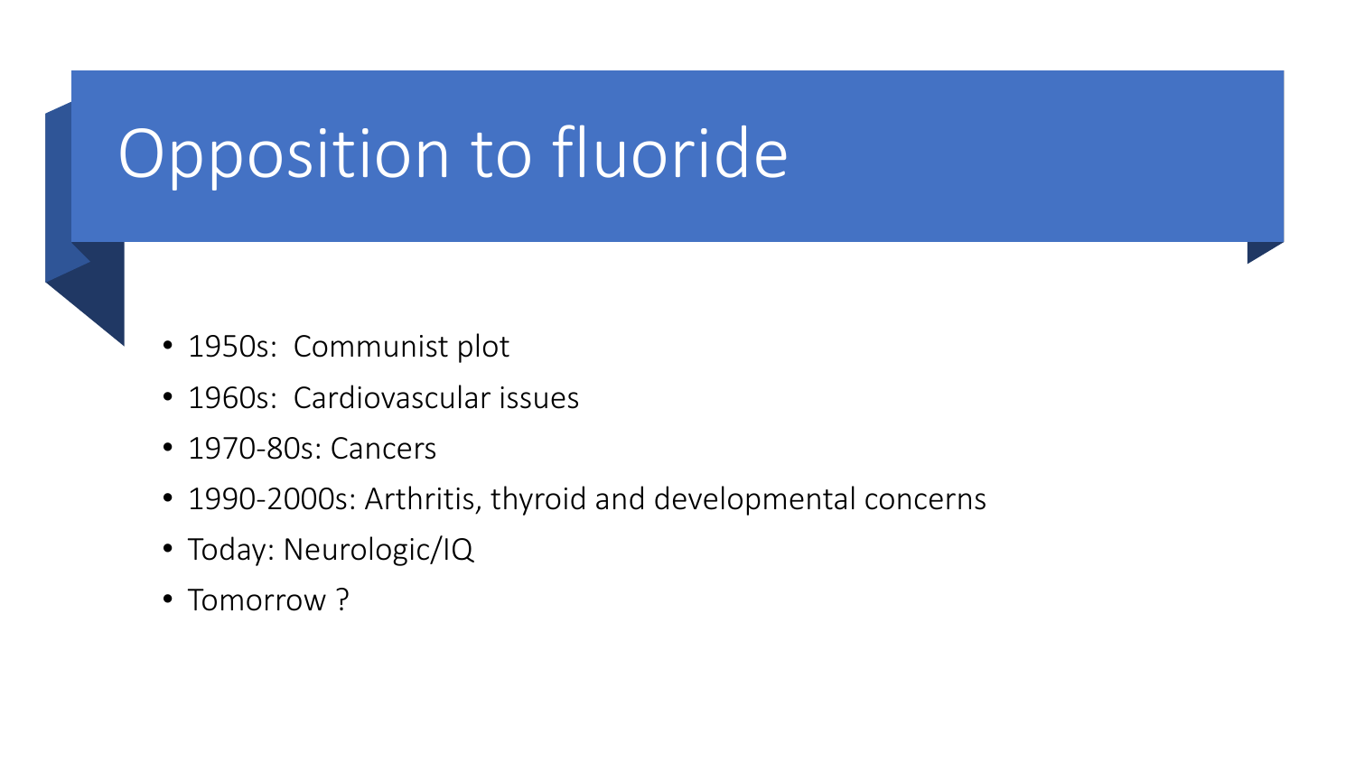# Opposition to fluoride

- 1950s: Communist plot
- 1960s: Cardiovascular issues
- 1970-80s: Cancers
- 1990-2000s: Arthritis, thyroid and developmental concerns
- Today: Neurologic/IQ
- Tomorrow ?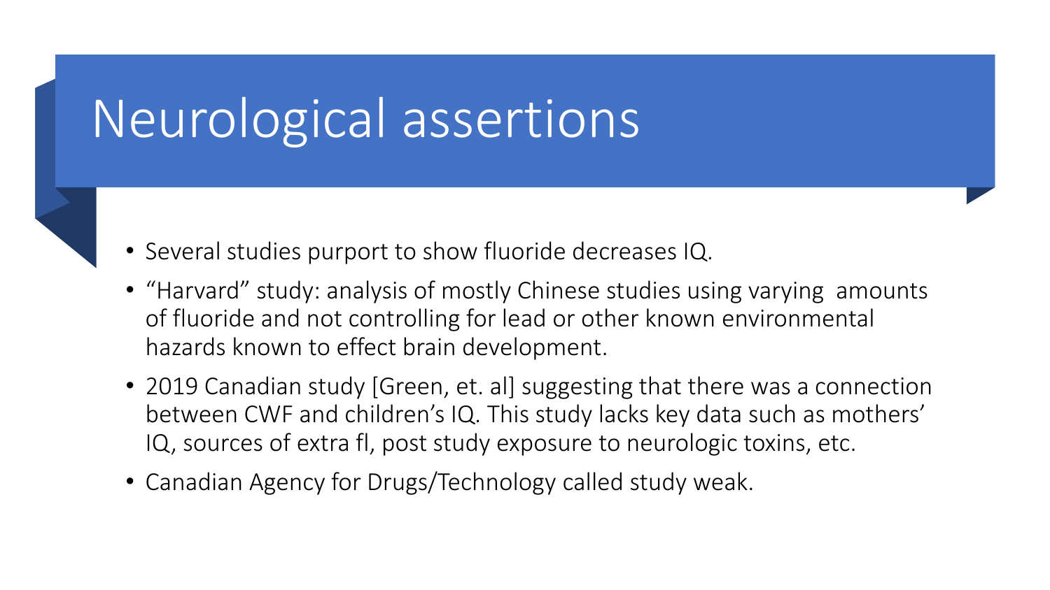# Neurological assertions

- Several studies purport to show fluoride decreases IQ.
- “Harvard” study: analysis of mostly Chinese studies using varying amounts of fluoride and not controlling for lead or other known environmental hazards known to effect brain development.
- 2019 Canadian study [Green, et. al] suggesting that there was a connection between CWF and children’s IQ. This study lacks key data such as mothers’ IQ, sources of extra fl, post study exposure to neurologic toxins, etc.
- Canadian Agency for Drugs/Technology called study weak.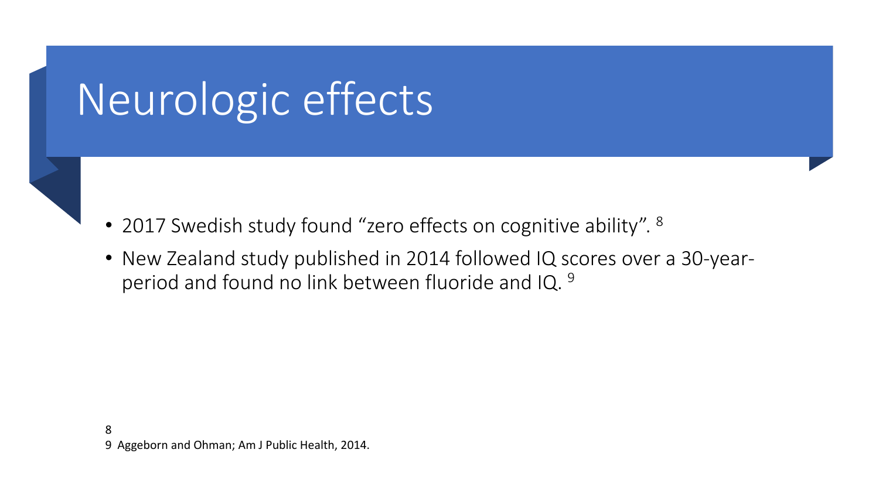# Neurologic effects

- 2017 Swedish study found "zero effects on cognitive ability". [8]
- New Zealand study published in 2014 followed IQ scores over a 30-year-period and found no link between fluoride and IQ. [9]

8

9 Aggeborn and Ohman; Am J Public Health, 2014.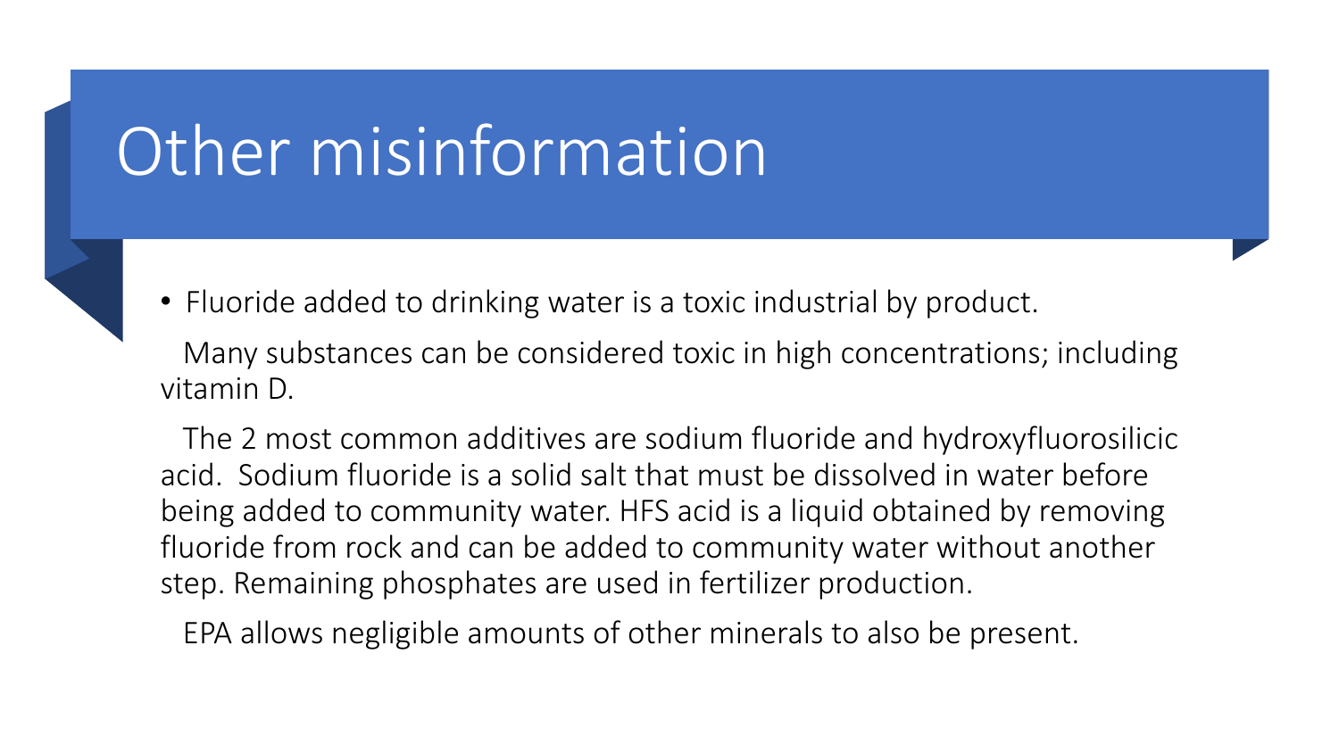# Other misinformation

- Fluoride added to drinking water is a toxic industrial by product.

Many substances can be considered toxic in high concentrations; including vitamin D.

The 2 most common additives are sodium fluoride and hydroxyfluorosilicic acid. Sodium fluoride is a solid salt that must be dissolved in water before being added to community water. HFS acid is a liquid obtained by removing fluoride from rock and can be added to community water without another step. Remaining phosphates are used in fertilizer production.

EPA allows negligible amounts of other minerals to also be present.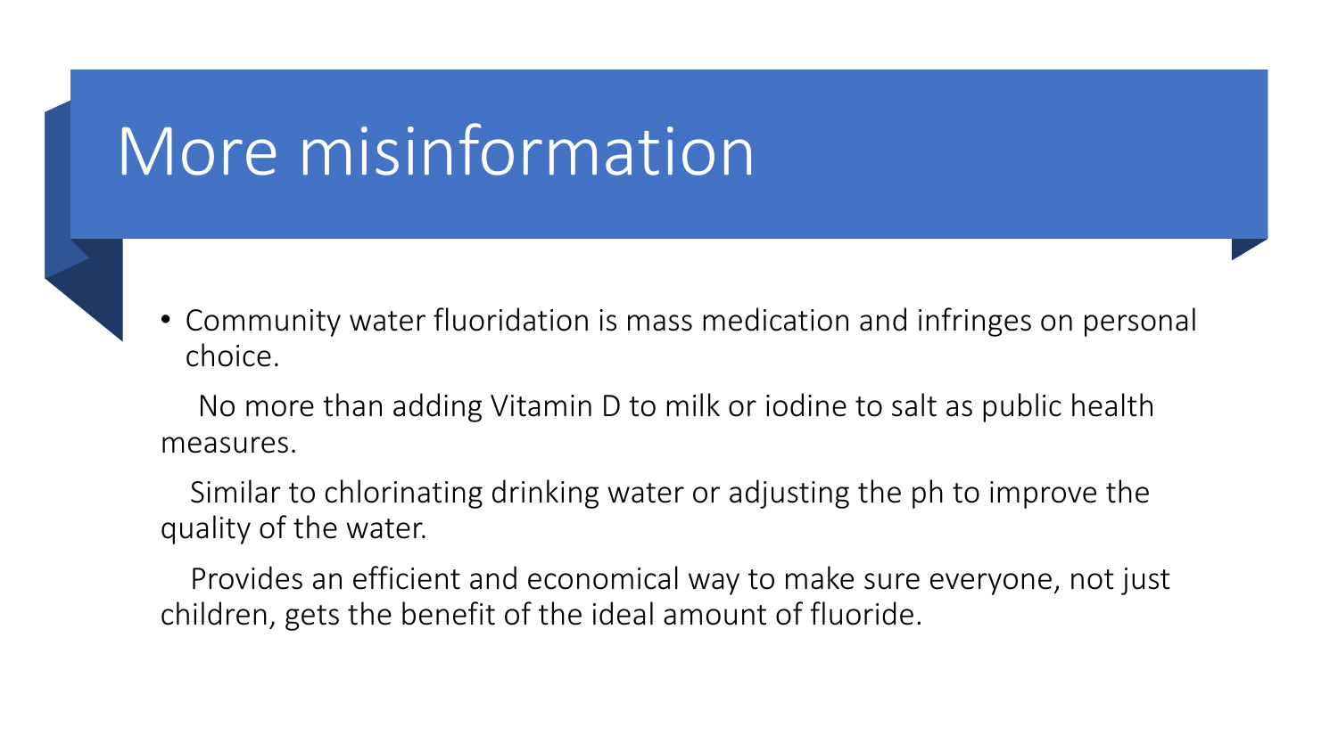# More misinformation

- Community water fluoridation is mass medication and infringes on personal choice.

No more than adding Vitamin D to milk or iodine to salt as public health measures.

Similar to chlorinating drinking water or adjusting the ph to improve the quality of the water.

Provides an efficient and economical way to make sure everyone, not just children, gets the benefit of the ideal amount of fluoride.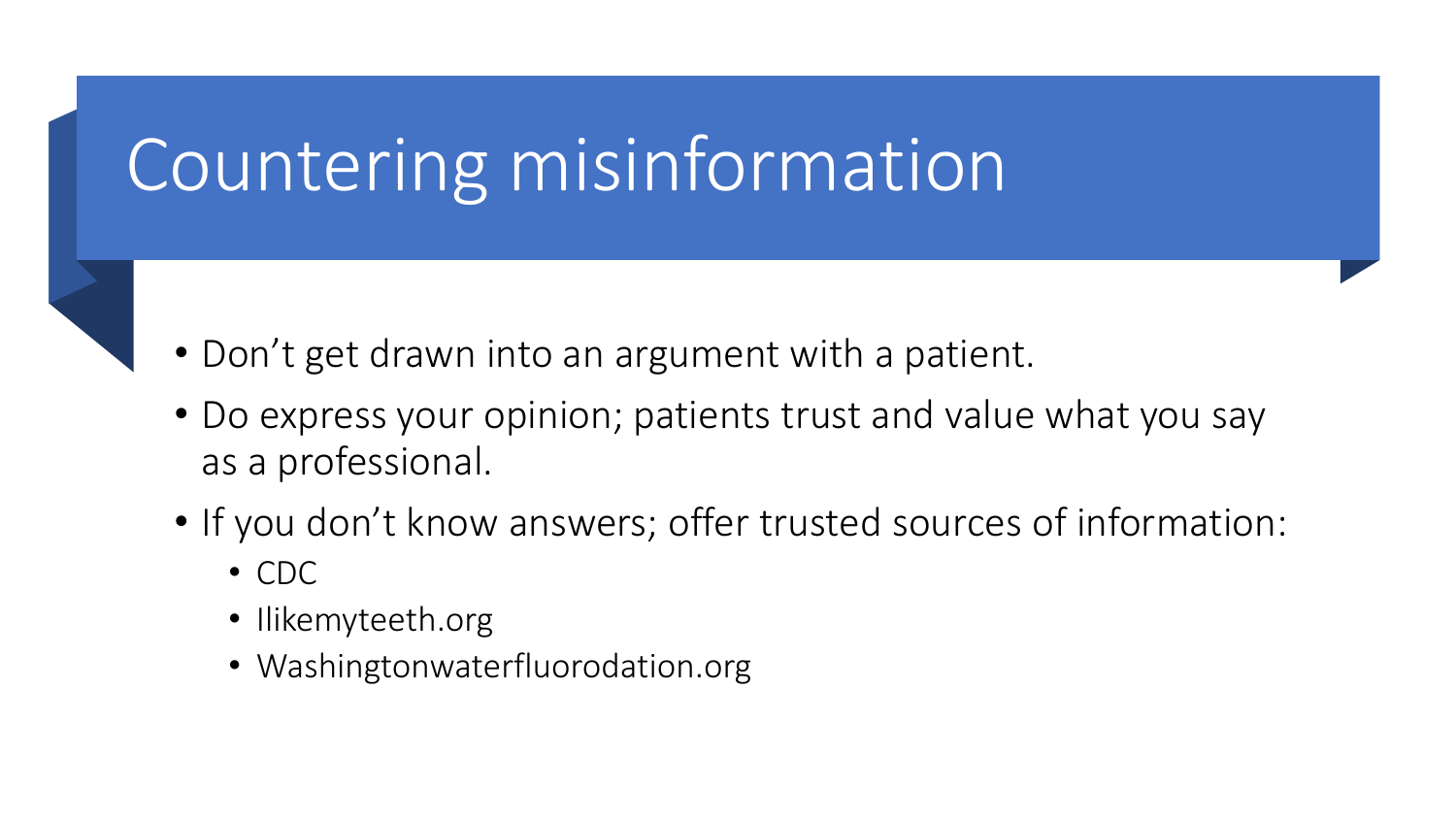# Countering misinformation

- Don’t get drawn into an argument with a patient.
- Do express your opinion; patients trust and value what you say as a professional.
- If you don’t know answers; offer trusted sources of information:
  - CDC
  - Ilikemyteeth.org
  - Washingtonwaterfluorodation.org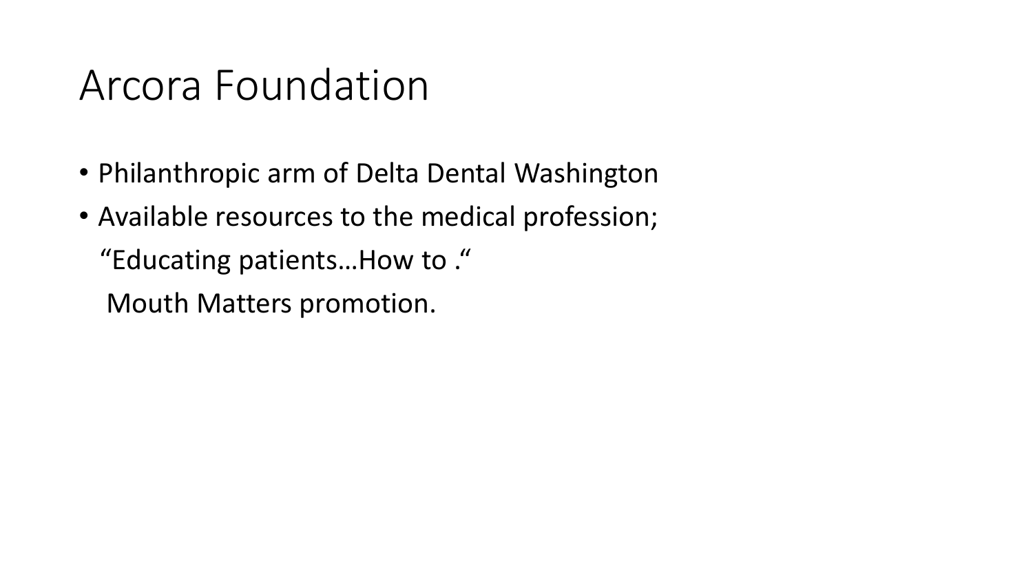# Arcora Foundation

- Philanthropic arm of Delta Dental Washington
- Available resources to the medical profession;

  "Educating patients…How to ."

  Mouth Matters promotion.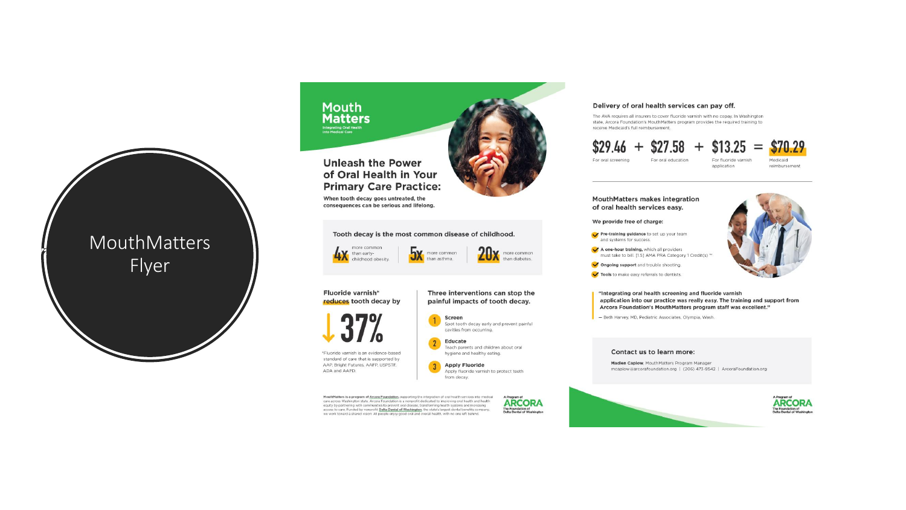# MouthMatters Flyer

## Mouth Matters

Integrating Oral Health into Medical Care

### Unleash the Power of Oral Health in Your Primary Care Practice:

**When tooth decay goes untreated, the consequences can be serious and lifelong.**

**Tooth decay is the most common disease of childhood.**

4x more common than early-childhood obesity.

5x more common than asthma.

20x more common than diabetes.

**Fluoride varnish* reduces tooth decay by**

↓37%

*Fluoride varnish is an evidence-based standard of care that is supported by AAP, Bright Futures, AAFP, USPSTF, ADA and AAPD.

**Three interventions can stop the painful impacts of tooth decay.**

1. **Screen** Spot tooth decay early and prevent painful cavities from occurring.
2. **Educate** Teach parents and children about oral hygiene and healthy eating.
3. **Apply Fluoride** Apply fluoride varnish to protect teeth from decay.

MouthMatters is a program of Arcora Foundation, supporting the integration of oral health services into medical care across Washington state. Arcora Foundation is a nonprofit dedicated to improving oral health and health equity by partnering with communities to prevent oral disease, transforming health systems and increasing access to care. Funded by nonprofit Delta Dental of Washington, the state's largest dental benefits company, we work toward a shared vision: All people enjoy good oral and overall health, with no one left behind.

A Program of ARCORA The Foundation of Delta Dental of Washington

### Delivery of oral health services can pay off.

The AVA requires all insurers to cover fluoride varnish with no copay. In Washington state, Arcora Foundation's MouthMatters program provides the required training to receive Medicaid's full reimbursement.

$29.46 (For oral screening) + $27.58 (For oral education) + $13.25 (For fluoride varnish application) = $70.29 (Medicaid reimbursement)

### MouthMatters makes integration of oral health services easy.

**We provide free of charge:**

- **Pre-training guidance** to set up your team and systems for success.
- **A one-hour training,** which all providers must take to bill. [1.5] AMA PRA Category 1 Credit(s) ™
- **Ongoing support** and trouble shooting.
- **Tools** to make easy referrals to dentists.

> **"Integrating oral health screening and fluoride varnish application into our practice was really easy. The training and support from Arcora Foundation's MouthMatters program staff was excellent."**
>
> — Beth Harvey, MD, Pediatric Associates, Olympia, Wash.

**Contact us to learn more:**

**Madlen Caplow**, MouthMatters Program Manager
mcaplow@arcorafoundation.org | (206) 473-9542 | ArcoraFoundation.org

A Program of ARCORA The Foundation of Delta Dental of Washington